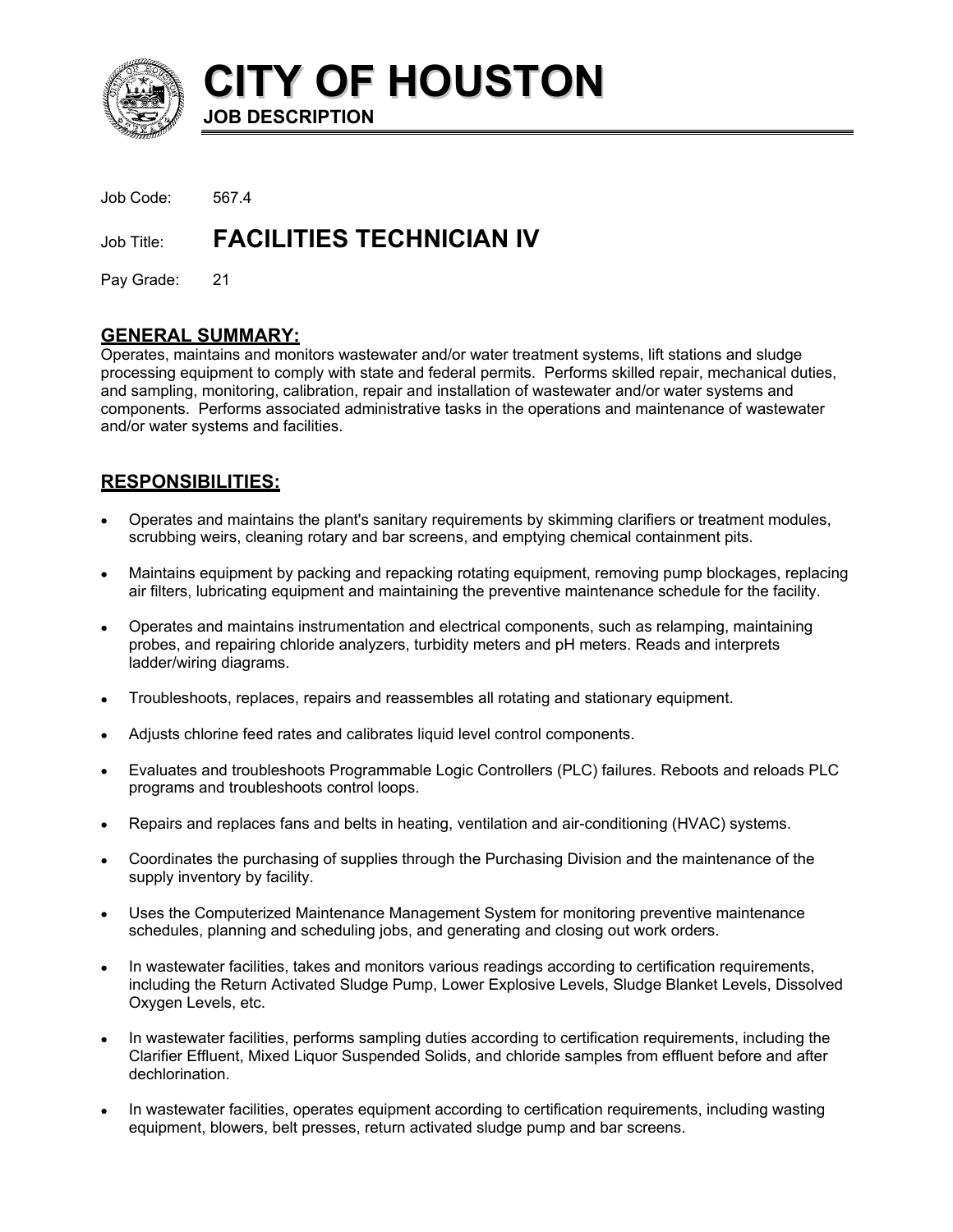# CITY OF HOUSTON

**JOB DESCRIPTION**

Job Code: 567.4

Job Title: **FACILITIES TECHNICIAN IV**

Pay Grade: 21

## GENERAL SUMMARY:

Operates, maintains and monitors wastewater and/or water treatment systems, lift stations and sludge processing equipment to comply with state and federal permits. Performs skilled repair, mechanical duties, and sampling, monitoring, calibration, repair and installation of wastewater and/or water systems and components. Performs associated administrative tasks in the operations and maintenance of wastewater and/or water systems and facilities.

## RESPONSIBILITIES:

- Operates and maintains the plant's sanitary requirements by skimming clarifiers or treatment modules, scrubbing weirs, cleaning rotary and bar screens, and emptying chemical containment pits.
- Maintains equipment by packing and repacking rotating equipment, removing pump blockages, replacing air filters, lubricating equipment and maintaining the preventive maintenance schedule for the facility.
- Operates and maintains instrumentation and electrical components, such as relamping, maintaining probes, and repairing chloride analyzers, turbidity meters and pH meters. Reads and interprets ladder/wiring diagrams.
- Troubleshoots, replaces, repairs and reassembles all rotating and stationary equipment.
- Adjusts chlorine feed rates and calibrates liquid level control components.
- Evaluates and troubleshoots Programmable Logic Controllers (PLC) failures. Reboots and reloads PLC programs and troubleshoots control loops.
- Repairs and replaces fans and belts in heating, ventilation and air-conditioning (HVAC) systems.
- Coordinates the purchasing of supplies through the Purchasing Division and the maintenance of the supply inventory by facility.
- Uses the Computerized Maintenance Management System for monitoring preventive maintenance schedules, planning and scheduling jobs, and generating and closing out work orders.
- In wastewater facilities, takes and monitors various readings according to certification requirements, including the Return Activated Sludge Pump, Lower Explosive Levels, Sludge Blanket Levels, Dissolved Oxygen Levels, etc.
- In wastewater facilities, performs sampling duties according to certification requirements, including the Clarifier Effluent, Mixed Liquor Suspended Solids, and chloride samples from effluent before and after dechlorination.
- In wastewater facilities, operates equipment according to certification requirements, including wasting equipment, blowers, belt presses, return activated sludge pump and bar screens.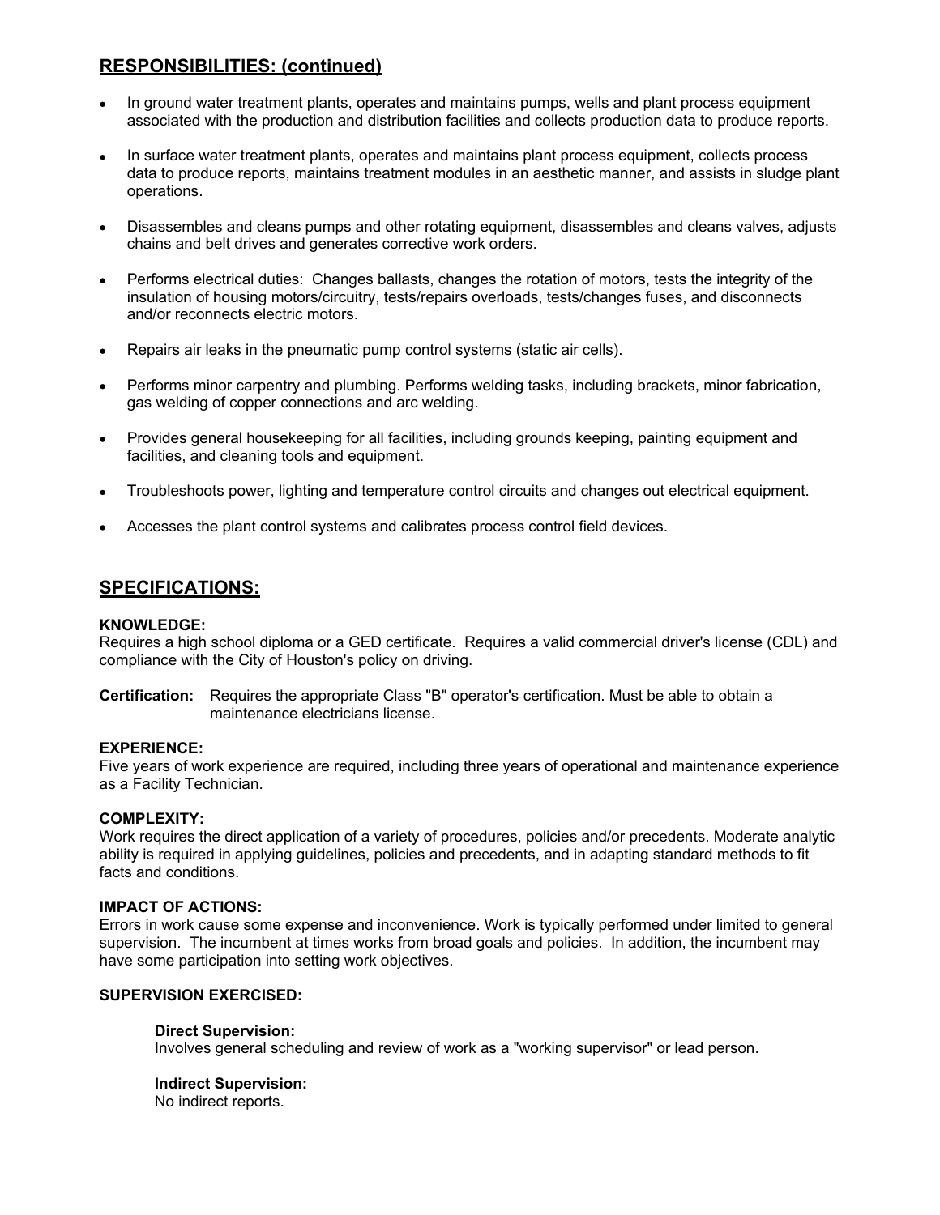## RESPONSIBILITIES: (continued)

- In ground water treatment plants, operates and maintains pumps, wells and plant process equipment associated with the production and distribution facilities and collects production data to produce reports.
- In surface water treatment plants, operates and maintains plant process equipment, collects process data to produce reports, maintains treatment modules in an aesthetic manner, and assists in sludge plant operations.
- Disassembles and cleans pumps and other rotating equipment, disassembles and cleans valves, adjusts chains and belt drives and generates corrective work orders.
- Performs electrical duties: Changes ballasts, changes the rotation of motors, tests the integrity of the insulation of housing motors/circuitry, tests/repairs overloads, tests/changes fuses, and disconnects and/or reconnects electric motors.
- Repairs air leaks in the pneumatic pump control systems (static air cells).
- Performs minor carpentry and plumbing. Performs welding tasks, including brackets, minor fabrication, gas welding of copper connections and arc welding.
- Provides general housekeeping for all facilities, including grounds keeping, painting equipment and facilities, and cleaning tools and equipment.
- Troubleshoots power, lighting and temperature control circuits and changes out electrical equipment.
- Accesses the plant control systems and calibrates process control field devices.

## SPECIFICATIONS:

**KNOWLEDGE:**
Requires a high school diploma or a GED certificate. Requires a valid commercial driver's license (CDL) and compliance with the City of Houston's policy on driving.

**Certification:** Requires the appropriate Class "B" operator's certification. Must be able to obtain a maintenance electricians license.

**EXPERIENCE:**
Five years of work experience are required, including three years of operational and maintenance experience as a Facility Technician.

**COMPLEXITY:**
Work requires the direct application of a variety of procedures, policies and/or precedents. Moderate analytic ability is required in applying guidelines, policies and precedents, and in adapting standard methods to fit facts and conditions.

**IMPACT OF ACTIONS:**
Errors in work cause some expense and inconvenience. Work is typically performed under limited to general supervision. The incumbent at times works from broad goals and policies. In addition, the incumbent may have some participation into setting work objectives.

**SUPERVISION EXERCISED:**

**Direct Supervision:**
Involves general scheduling and review of work as a "working supervisor" or lead person.

**Indirect Supervision:**
No indirect reports.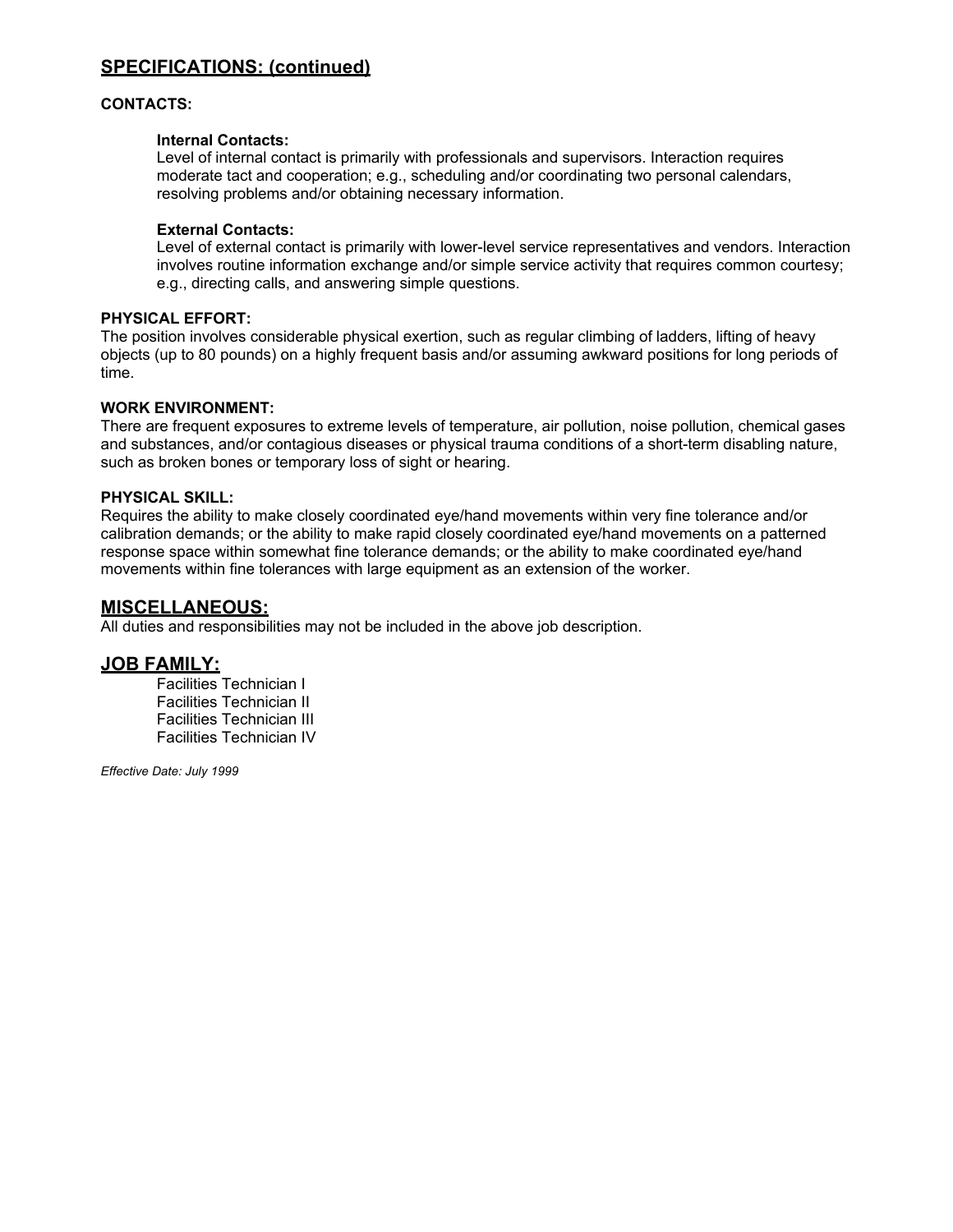## SPECIFICATIONS: (continued)

**CONTACTS:**

**Internal Contacts:**
Level of internal contact is primarily with professionals and supervisors. Interaction requires moderate tact and cooperation; e.g., scheduling and/or coordinating two personal calendars, resolving problems and/or obtaining necessary information.

**External Contacts:**
Level of external contact is primarily with lower-level service representatives and vendors. Interaction involves routine information exchange and/or simple service activity that requires common courtesy; e.g., directing calls, and answering simple questions.

**PHYSICAL EFFORT:**
The position involves considerable physical exertion, such as regular climbing of ladders, lifting of heavy objects (up to 80 pounds) on a highly frequent basis and/or assuming awkward positions for long periods of time.

**WORK ENVIRONMENT:**
There are frequent exposures to extreme levels of temperature, air pollution, noise pollution, chemical gases and substances, and/or contagious diseases or physical trauma conditions of a short-term disabling nature, such as broken bones or temporary loss of sight or hearing.

**PHYSICAL SKILL:**
Requires the ability to make closely coordinated eye/hand movements within very fine tolerance and/or calibration demands; or the ability to make rapid closely coordinated eye/hand movements on a patterned response space within somewhat fine tolerance demands; or the ability to make coordinated eye/hand movements within fine tolerances with large equipment as an extension of the worker.

## MISCELLANEOUS:

All duties and responsibilities may not be included in the above job description.

## JOB FAMILY:

Facilities Technician I
Facilities Technician II
Facilities Technician III
Facilities Technician IV

*Effective Date: July 1999*